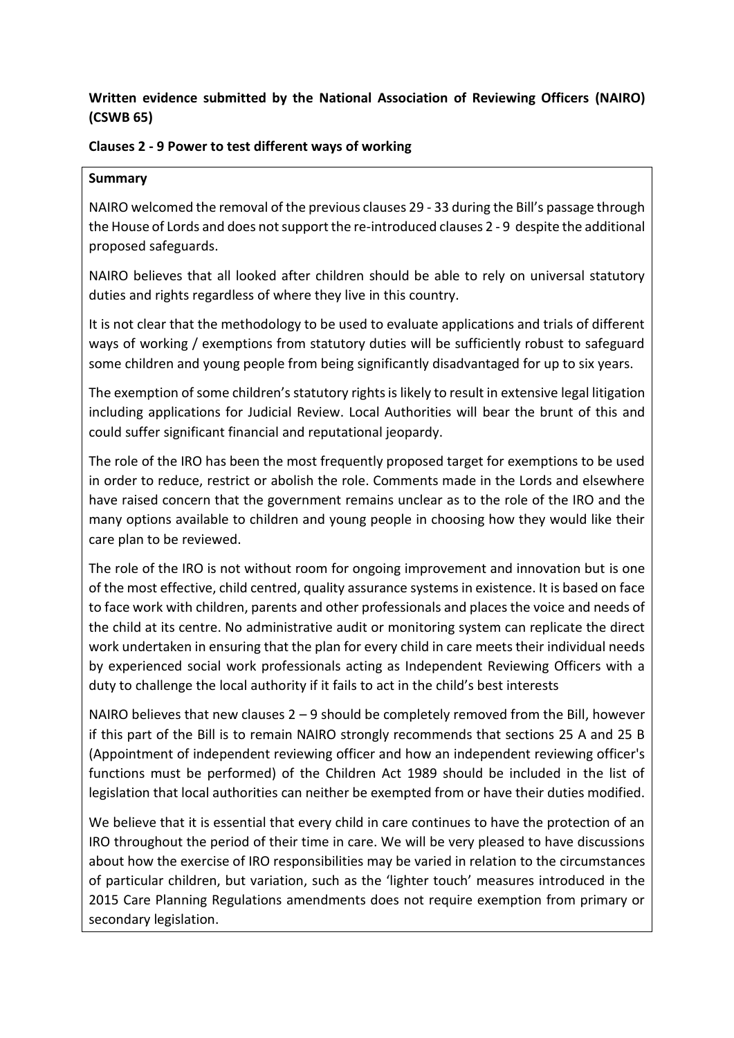**Written evidence submitted by the National Association of Reviewing Officers (NAIRO) (CSWB 65)**

**Clauses 2 - 9 Power to test different ways of working**

**Summary**

NAIRO welcomed the removal of the previous clauses 29 - 33 during the Bill's passage through the House of Lords and does not support the re-introduced clauses 2 - 9 despite the additional proposed safeguards.

NAIRO believes that all looked after children should be able to rely on universal statutory duties and rights regardless of where they live in this country.

It is not clear that the methodology to be used to evaluate applications and trials of different ways of working / exemptions from statutory duties will be sufficiently robust to safeguard some children and young people from being significantly disadvantaged for up to six years.

The exemption of some children's statutory rights is likely to result in extensive legal litigation including applications for Judicial Review. Local Authorities will bear the brunt of this and could suffer significant financial and reputational jeopardy.

The role of the IRO has been the most frequently proposed target for exemptions to be used in order to reduce, restrict or abolish the role. Comments made in the Lords and elsewhere have raised concern that the government remains unclear as to the role of the IRO and the many options available to children and young people in choosing how they would like their care plan to be reviewed.

The role of the IRO is not without room for ongoing improvement and innovation but is one of the most effective, child centred, quality assurance systems in existence. It is based on face to face work with children, parents and other professionals and places the voice and needs of the child at its centre. No administrative audit or monitoring system can replicate the direct work undertaken in ensuring that the plan for every child in care meets their individual needs by experienced social work professionals acting as Independent Reviewing Officers with a duty to challenge the local authority if it fails to act in the child's best interests

NAIRO believes that new clauses 2 – 9 should be completely removed from the Bill, however if this part of the Bill is to remain NAIRO strongly recommends that sections 25 A and 25 B (Appointment of independent reviewing officer and how an independent reviewing officer's functions must be performed) of the Children Act 1989 should be included in the list of legislation that local authorities can neither be exempted from or have their duties modified.

We believe that it is essential that every child in care continues to have the protection of an IRO throughout the period of their time in care. We will be very pleased to have discussions about how the exercise of IRO responsibilities may be varied in relation to the circumstances of particular children, but variation, such as the 'lighter touch' measures introduced in the 2015 Care Planning Regulations amendments does not require exemption from primary or secondary legislation.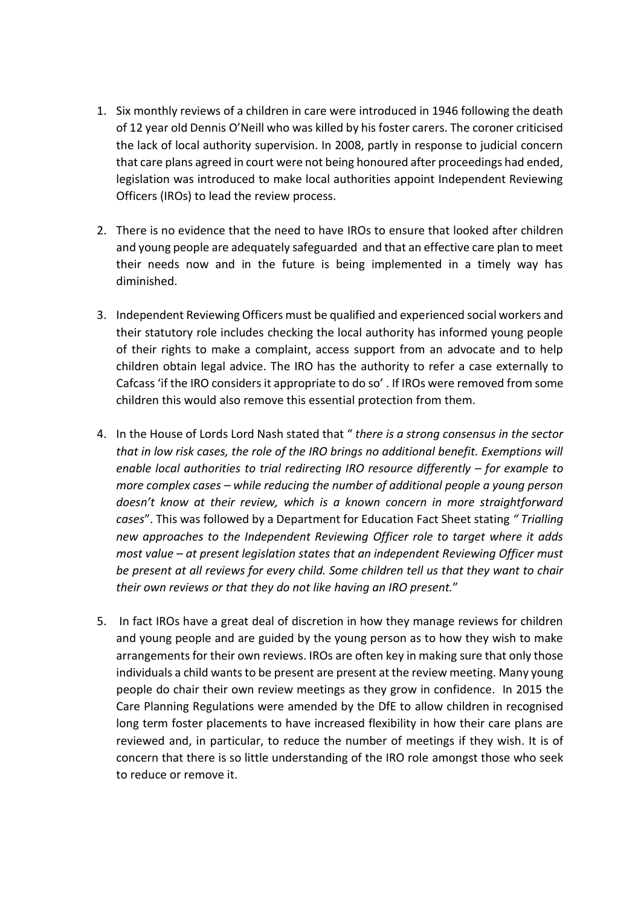1. Six monthly reviews of a children in care were introduced in 1946 following the death of 12 year old Dennis O'Neill who was killed by his foster carers. The coroner criticised the lack of local authority supervision. In 2008, partly in response to judicial concern that care plans agreed in court were not being honoured after proceedings had ended, legislation was introduced to make local authorities appoint Independent Reviewing Officers (IROs) to lead the review process.

2. There is no evidence that the need to have IROs to ensure that looked after children and young people are adequately safeguarded and that an effective care plan to meet their needs now and in the future is being implemented in a timely way has diminished.

3. Independent Reviewing Officers must be qualified and experienced social workers and their statutory role includes checking the local authority has informed young people of their rights to make a complaint, access support from an advocate and to help children obtain legal advice. The IRO has the authority to refer a case externally to Cafcass 'if the IRO considers it appropriate to do so' . If IROs were removed from some children this would also remove this essential protection from them.

4. In the House of Lords Lord Nash stated that " *there is a strong consensus in the sector that in low risk cases, the role of the IRO brings no additional benefit. Exemptions will enable local authorities to trial redirecting IRO resource differently – for example to more complex cases – while reducing the number of additional people a young person doesn't know at their review, which is a known concern in more straightforward cases*". This was followed by a Department for Education Fact Sheet stating *" Trialling new approaches to the Independent Reviewing Officer role to target where it adds most value – at present legislation states that an independent Reviewing Officer must be present at all reviews for every child. Some children tell us that they want to chair their own reviews or that they do not like having an IRO present.*"

5. In fact IROs have a great deal of discretion in how they manage reviews for children and young people and are guided by the young person as to how they wish to make arrangements for their own reviews. IROs are often key in making sure that only those individuals a child wants to be present are present at the review meeting. Many young people do chair their own review meetings as they grow in confidence. In 2015 the Care Planning Regulations were amended by the DfE to allow children in recognised long term foster placements to have increased flexibility in how their care plans are reviewed and, in particular, to reduce the number of meetings if they wish. It is of concern that there is so little understanding of the IRO role amongst those who seek to reduce or remove it.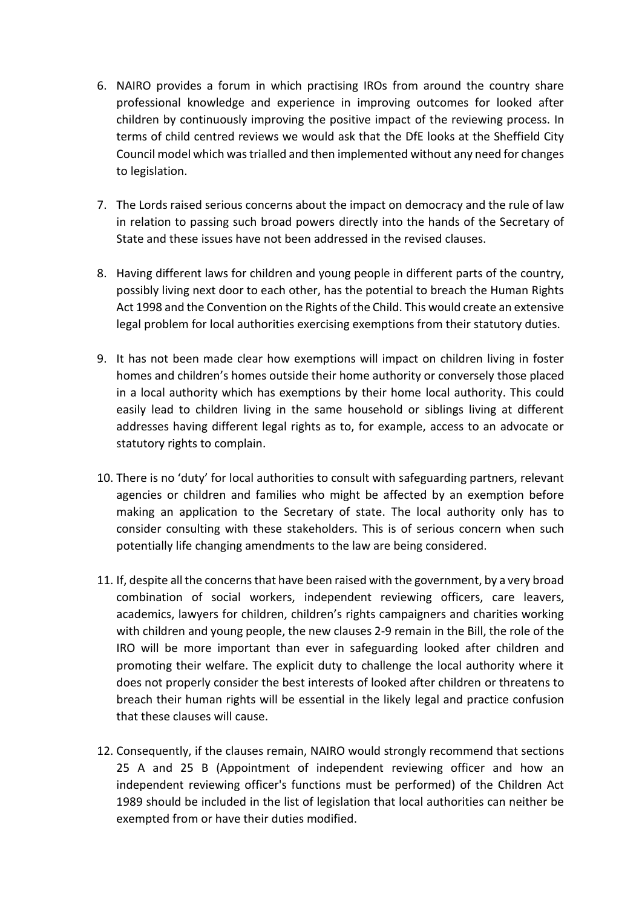6. NAIRO provides a forum in which practising IROs from around the country share professional knowledge and experience in improving outcomes for looked after children by continuously improving the positive impact of the reviewing process. In terms of child centred reviews we would ask that the DfE looks at the Sheffield City Council model which was trialled and then implemented without any need for changes to legislation.

7. The Lords raised serious concerns about the impact on democracy and the rule of law in relation to passing such broad powers directly into the hands of the Secretary of State and these issues have not been addressed in the revised clauses.

8. Having different laws for children and young people in different parts of the country, possibly living next door to each other, has the potential to breach the Human Rights Act 1998 and the Convention on the Rights of the Child. This would create an extensive legal problem for local authorities exercising exemptions from their statutory duties.

9. It has not been made clear how exemptions will impact on children living in foster homes and children's homes outside their home authority or conversely those placed in a local authority which has exemptions by their home local authority. This could easily lead to children living in the same household or siblings living at different addresses having different legal rights as to, for example, access to an advocate or statutory rights to complain.

10. There is no 'duty' for local authorities to consult with safeguarding partners, relevant agencies or children and families who might be affected by an exemption before making an application to the Secretary of state. The local authority only has to consider consulting with these stakeholders. This is of serious concern when such potentially life changing amendments to the law are being considered.

11. If, despite all the concerns that have been raised with the government, by a very broad combination of social workers, independent reviewing officers, care leavers, academics, lawyers for children, children's rights campaigners and charities working with children and young people, the new clauses 2-9 remain in the Bill, the role of the IRO will be more important than ever in safeguarding looked after children and promoting their welfare. The explicit duty to challenge the local authority where it does not properly consider the best interests of looked after children or threatens to breach their human rights will be essential in the likely legal and practice confusion that these clauses will cause.

12. Consequently, if the clauses remain, NAIRO would strongly recommend that sections 25 A and 25 B (Appointment of independent reviewing officer and how an independent reviewing officer's functions must be performed) of the Children Act 1989 should be included in the list of legislation that local authorities can neither be exempted from or have their duties modified.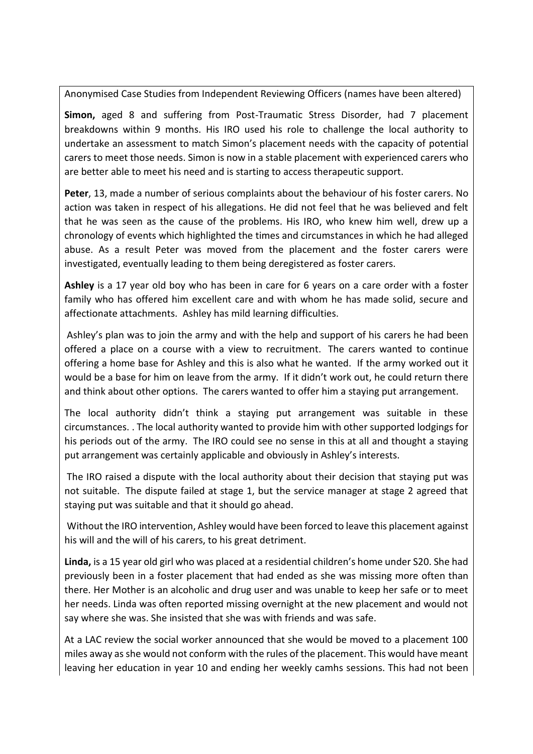Anonymised Case Studies from Independent Reviewing Officers (names have been altered)

**Simon,** aged 8 and suffering from Post-Traumatic Stress Disorder, had 7 placement breakdowns within 9 months. His IRO used his role to challenge the local authority to undertake an assessment to match Simon's placement needs with the capacity of potential carers to meet those needs. Simon is now in a stable placement with experienced carers who are better able to meet his need and is starting to access therapeutic support.

**Peter**, 13, made a number of serious complaints about the behaviour of his foster carers. No action was taken in respect of his allegations. He did not feel that he was believed and felt that he was seen as the cause of the problems. His IRO, who knew him well, drew up a chronology of events which highlighted the times and circumstances in which he had alleged abuse. As a result Peter was moved from the placement and the foster carers were investigated, eventually leading to them being deregistered as foster carers.

**Ashley** is a 17 year old boy who has been in care for 6 years on a care order with a foster family who has offered him excellent care and with whom he has made solid, secure and affectionate attachments. Ashley has mild learning difficulties.

Ashley's plan was to join the army and with the help and support of his carers he had been offered a place on a course with a view to recruitment. The carers wanted to continue offering a home base for Ashley and this is also what he wanted. If the army worked out it would be a base for him on leave from the army. If it didn't work out, he could return there and think about other options. The carers wanted to offer him a staying put arrangement.

The local authority didn't think a staying put arrangement was suitable in these circumstances. . The local authority wanted to provide him with other supported lodgings for his periods out of the army. The IRO could see no sense in this at all and thought a staying put arrangement was certainly applicable and obviously in Ashley's interests.

The IRO raised a dispute with the local authority about their decision that staying put was not suitable. The dispute failed at stage 1, but the service manager at stage 2 agreed that staying put was suitable and that it should go ahead.

Without the IRO intervention, Ashley would have been forced to leave this placement against his will and the will of his carers, to his great detriment.

**Linda,** is a 15 year old girl who was placed at a residential children's home under S20. She had previously been in a foster placement that had ended as she was missing more often than there. Her Mother is an alcoholic and drug user and was unable to keep her safe or to meet her needs. Linda was often reported missing overnight at the new placement and would not say where she was. She insisted that she was with friends and was safe.

At a LAC review the social worker announced that she would be moved to a placement 100 miles away as she would not conform with the rules of the placement. This would have meant leaving her education in year 10 and ending her weekly camhs sessions. This had not been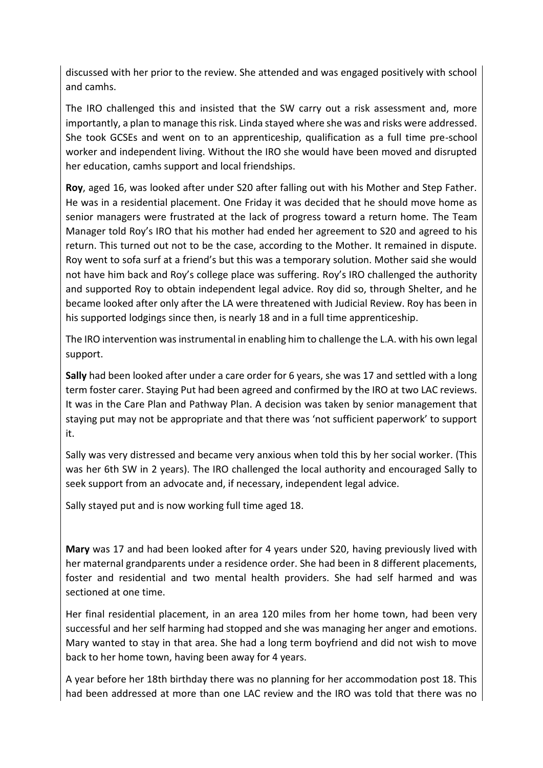discussed with her prior to the review. She attended and was engaged positively with school and camhs.

The IRO challenged this and insisted that the SW carry out a risk assessment and, more importantly, a plan to manage this risk. Linda stayed where she was and risks were addressed. She took GCSEs and went on to an apprenticeship, qualification as a full time pre-school worker and independent living. Without the IRO she would have been moved and disrupted her education, camhs support and local friendships.

**Roy**, aged 16, was looked after under S20 after falling out with his Mother and Step Father. He was in a residential placement. One Friday it was decided that he should move home as senior managers were frustrated at the lack of progress toward a return home. The Team Manager told Roy's IRO that his mother had ended her agreement to S20 and agreed to his return. This turned out not to be the case, according to the Mother. It remained in dispute. Roy went to sofa surf at a friend's but this was a temporary solution. Mother said she would not have him back and Roy's college place was suffering. Roy's IRO challenged the authority and supported Roy to obtain independent legal advice. Roy did so, through Shelter, and he became looked after only after the LA were threatened with Judicial Review. Roy has been in his supported lodgings since then, is nearly 18 and in a full time apprenticeship.

The IRO intervention was instrumental in enabling him to challenge the L.A. with his own legal support.

**Sally** had been looked after under a care order for 6 years, she was 17 and settled with a long term foster carer. Staying Put had been agreed and confirmed by the IRO at two LAC reviews. It was in the Care Plan and Pathway Plan. A decision was taken by senior management that staying put may not be appropriate and that there was 'not sufficient paperwork' to support it.

Sally was very distressed and became very anxious when told this by her social worker. (This was her 6th SW in 2 years). The IRO challenged the local authority and encouraged Sally to seek support from an advocate and, if necessary, independent legal advice.

Sally stayed put and is now working full time aged 18.

**Mary** was 17 and had been looked after for 4 years under S20, having previously lived with her maternal grandparents under a residence order. She had been in 8 different placements, foster and residential and two mental health providers. She had self harmed and was sectioned at one time.

Her final residential placement, in an area 120 miles from her home town, had been very successful and her self harming had stopped and she was managing her anger and emotions. Mary wanted to stay in that area. She had a long term boyfriend and did not wish to move back to her home town, having been away for 4 years.

A year before her 18th birthday there was no planning for her accommodation post 18. This had been addressed at more than one LAC review and the IRO was told that there was no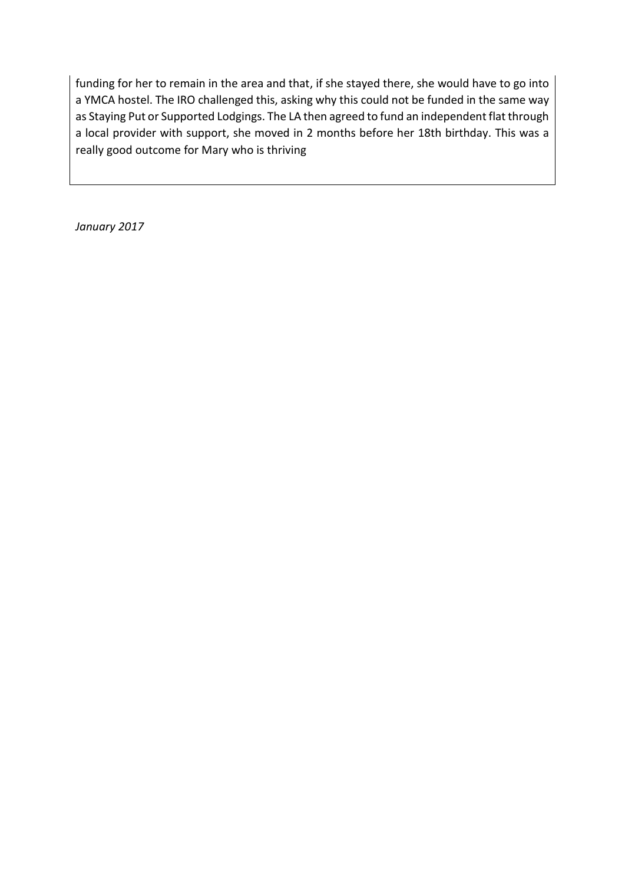funding for her to remain in the area and that, if she stayed there, she would have to go into a YMCA hostel. The IRO challenged this, asking why this could not be funded in the same way as Staying Put or Supported Lodgings. The LA then agreed to fund an independent flat through a local provider with support, she moved in 2 months before her 18th birthday. This was a really good outcome for Mary who is thriving

*January 2017*